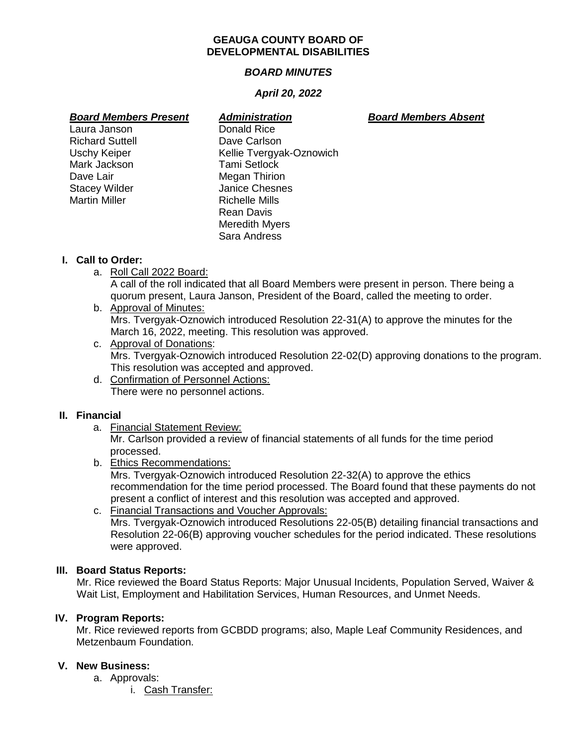# GEAUGA COUNTY BOARD OF DEVELOPMENTAL DISABILITIES

## *BOARD MINUTES*

### *April 20, 2022*

| ***Board Members Present*** | ***Administration*** | ***Board Members Absent*** |
|---|---|---|
| Laura Janson | Donald Rice | |
| Richard Suttell | Dave Carlson | |
| Uschy Keiper | Kellie Tvergyak-Oznowich | |
| Mark Jackson | Tami Setlock | |
| Dave Lair | Megan Thirion | |
| Stacey Wilder | Janice Chesnes | |
| Martin Miller | Richelle Mills | |
| | Rean Davis | |
| | Meredith Myers | |
| | Sara Andress | |

**I. Call to Order:**

a. Roll Call 2022 Board:
A call of the roll indicated that all Board Members were present in person. There being a quorum present, Laura Janson, President of the Board, called the meeting to order.

b. Approval of Minutes:
Mrs. Tvergyak-Oznowich introduced Resolution 22-31(A) to approve the minutes for the March 16, 2022, meeting. This resolution was approved.

c. Approval of Donations:
Mrs. Tvergyak-Oznowich introduced Resolution 22-02(D) approving donations to the program. This resolution was accepted and approved.

d. Confirmation of Personnel Actions:
There were no personnel actions.

**II. Financial**

a. Financial Statement Review:
Mr. Carlson provided a review of financial statements of all funds for the time period processed.

b. Ethics Recommendations:
Mrs. Tvergyak-Oznowich introduced Resolution 22-32(A) to approve the ethics recommendation for the time period processed. The Board found that these payments do not present a conflict of interest and this resolution was accepted and approved.

c. Financial Transactions and Voucher Approvals:
Mrs. Tvergyak-Oznowich introduced Resolutions 22-05(B) detailing financial transactions and Resolution 22-06(B) approving voucher schedules for the period indicated. These resolutions were approved.

**III. Board Status Reports:**

Mr. Rice reviewed the Board Status Reports: Major Unusual Incidents, Population Served, Waiver & Wait List, Employment and Habilitation Services, Human Resources, and Unmet Needs.

**IV. Program Reports:**

Mr. Rice reviewed reports from GCBDD programs; also, Maple Leaf Community Residences, and Metzenbaum Foundation.

**V. New Business:**

a. Approvals:

i. Cash Transfer: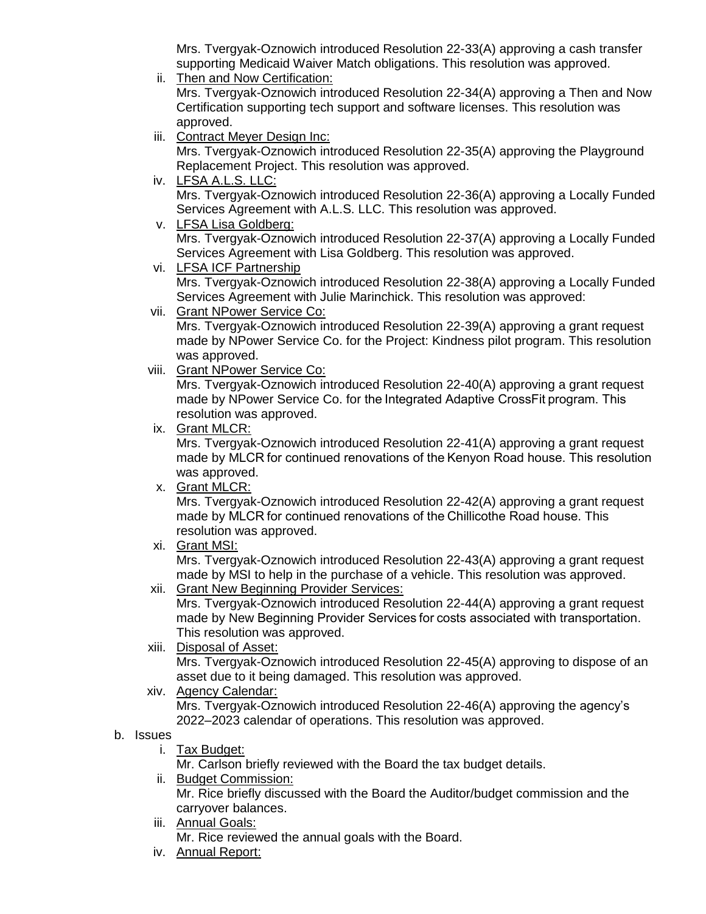Mrs. Tvergyak-Oznowich introduced Resolution 22-33(A) approving a cash transfer supporting Medicaid Waiver Match obligations. This resolution was approved.

ii. Then and Now Certification:
Mrs. Tvergyak-Oznowich introduced Resolution 22-34(A) approving a Then and Now Certification supporting tech support and software licenses. This resolution was approved.

iii. Contract Meyer Design Inc:
Mrs. Tvergyak-Oznowich introduced Resolution 22-35(A) approving the Playground Replacement Project. This resolution was approved.

iv. LFSA A.L.S. LLC:
Mrs. Tvergyak-Oznowich introduced Resolution 22-36(A) approving a Locally Funded Services Agreement with A.L.S. LLC. This resolution was approved.

v. LFSA Lisa Goldberg:
Mrs. Tvergyak-Oznowich introduced Resolution 22-37(A) approving a Locally Funded Services Agreement with Lisa Goldberg. This resolution was approved.

vi. LFSA ICF Partnership
Mrs. Tvergyak-Oznowich introduced Resolution 22-38(A) approving a Locally Funded Services Agreement with Julie Marinchick. This resolution was approved:

vii. Grant NPower Service Co:
Mrs. Tvergyak-Oznowich introduced Resolution 22-39(A) approving a grant request made by NPower Service Co. for the Project: Kindness pilot program. This resolution was approved.

viii. Grant NPower Service Co:
Mrs. Tvergyak-Oznowich introduced Resolution 22-40(A) approving a grant request made by NPower Service Co. for the Integrated Adaptive CrossFit program. This resolution was approved.

ix. Grant MLCR:
Mrs. Tvergyak-Oznowich introduced Resolution 22-41(A) approving a grant request made by MLCR for continued renovations of the Kenyon Road house. This resolution was approved.

x. Grant MLCR:
Mrs. Tvergyak-Oznowich introduced Resolution 22-42(A) approving a grant request made by MLCR for continued renovations of the Chillicothe Road house. This resolution was approved.

xi. Grant MSI:
Mrs. Tvergyak-Oznowich introduced Resolution 22-43(A) approving a grant request made by MSI to help in the purchase of a vehicle. This resolution was approved.

xii. Grant New Beginning Provider Services:
Mrs. Tvergyak-Oznowich introduced Resolution 22-44(A) approving a grant request made by New Beginning Provider Services for costs associated with transportation. This resolution was approved.

xiii. Disposal of Asset:
Mrs. Tvergyak-Oznowich introduced Resolution 22-45(A) approving to dispose of an asset due to it being damaged. This resolution was approved.

xiv. Agency Calendar:
Mrs. Tvergyak-Oznowich introduced Resolution 22-46(A) approving the agency's 2022–2023 calendar of operations. This resolution was approved.

b. Issues

i. Tax Budget:
Mr. Carlson briefly reviewed with the Board the tax budget details.

ii. Budget Commission:
Mr. Rice briefly discussed with the Board the Auditor/budget commission and the carryover balances.

iii. Annual Goals:
Mr. Rice reviewed the annual goals with the Board.

iv. Annual Report: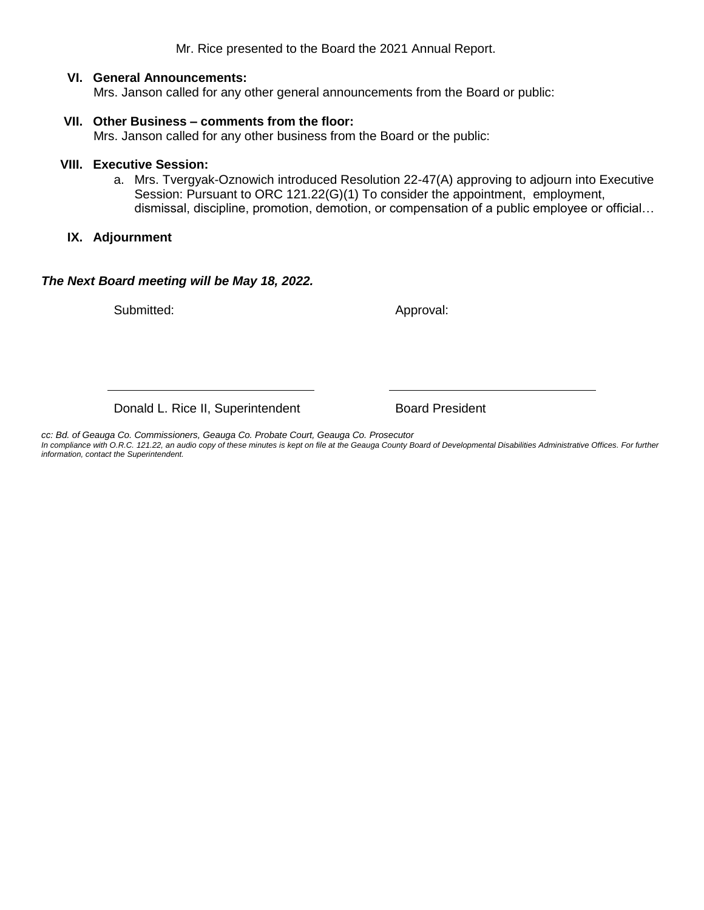Mr. Rice presented to the Board the 2021 Annual Report.

**VI. General Announcements:**

Mrs. Janson called for any other general announcements from the Board or public:

**VII. Other Business – comments from the floor:**

Mrs. Janson called for any other business from the Board or the public:

**VIII. Executive Session:**

a. Mrs. Tvergyak-Oznowich introduced Resolution 22-47(A) approving to adjourn into Executive Session: Pursuant to ORC 121.22(G)(1) To consider the appointment, employment, dismissal, discipline, promotion, demotion, or compensation of a public employee or official…

**IX. Adjournment**

***The Next Board meeting will be May 18, 2022.***

| Submitted: | Approval: |
| --- | --- |
| Donald L. Rice II, Superintendent | Board President |

*cc: Bd. of Geauga Co. Commissioners, Geauga Co. Probate Court, Geauga Co. Prosecutor*

*In compliance with O.R.C. 121.22, an audio copy of these minutes is kept on file at the Geauga County Board of Developmental Disabilities Administrative Offices. For further information, contact the Superintendent.*